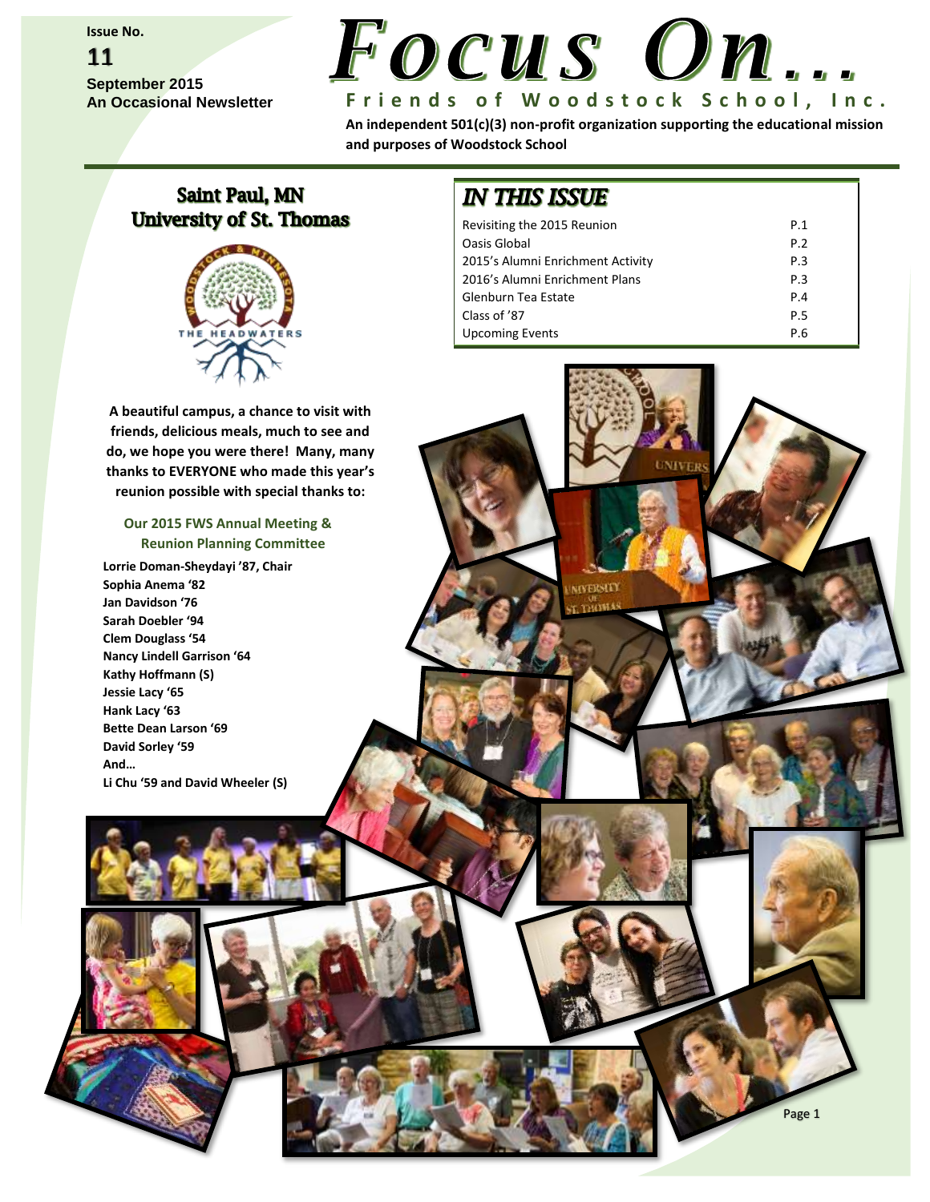Issue No.

**11**

**September 2015**
**An Occasional Newsletter**

# Focus On…

**Friends of Woodstock School, Inc.**

**An independent 501(c)(3) non-profit organization supporting the educational mission and purposes of Woodstock School**

## Saint Paul, MN
## University of St. Thomas

## IN THIS ISSUE

| | |
|---|---|
| Revisiting the 2015 Reunion | P.1 |
| Oasis Global | P.2 |
| 2015's Alumni Enrichment Activity | P.3 |
| 2016's Alumni Enrichment Plans | P.3 |
| Glenburn Tea Estate | P.4 |
| Class of '87 | P.5 |
| Upcoming Events | P.6 |

**A beautiful campus, a chance to visit with friends, delicious meals, much to see and do, we hope you were there! Many, many thanks to EVERYONE who made this year's reunion possible with special thanks to:**

**Our 2015 FWS Annual Meeting & Reunion Planning Committee**

**Lorrie Doman-Sheydayi '87, Chair**
**Sophia Anema '82**
**Jan Davidson '76**
**Sarah Doebler '94**
**Clem Douglass '54**
**Nancy Lindell Garrison '64**
**Kathy Hoffmann (S)**
**Jessie Lacy '65**
**Hank Lacy '63**
**Bette Dean Larson '69**
**David Sorley '59**
**And…**
**Li Chu '59 and David Wheeler (S)**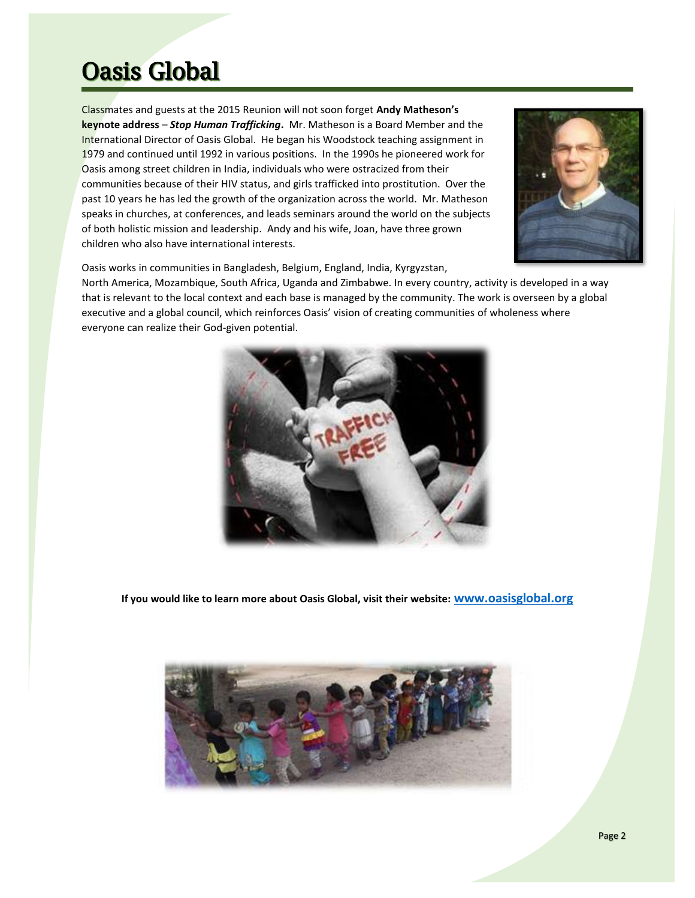# Oasis Global

Classmates and guests at the 2015 Reunion will not soon forget **Andy Matheson's keynote address** – ***Stop Human Trafficking*****.** Mr. Matheson is a Board Member and the International Director of Oasis Global. He began his Woodstock teaching assignment in 1979 and continued until 1992 in various positions. In the 1990s he pioneered work for Oasis among street children in India, individuals who were ostracized from their communities because of their HIV status, and girls trafficked into prostitution. Over the past 10 years he has led the growth of the organization across the world. Mr. Matheson speaks in churches, at conferences, and leads seminars around the world on the subjects of both holistic mission and leadership. Andy and his wife, Joan, have three grown children who also have international interests.

Oasis works in communities in Bangladesh, Belgium, England, India, Kyrgyzstan, North America, Mozambique, South Africa, Uganda and Zimbabwe. In every country, activity is developed in a way that is relevant to the local context and each base is managed by the community. The work is overseen by a global executive and a global council, which reinforces Oasis' vision of creating communities of wholeness where everyone can realize their God-given potential.

**If you would like to learn more about Oasis Global, visit their website: www.oasisglobal.org**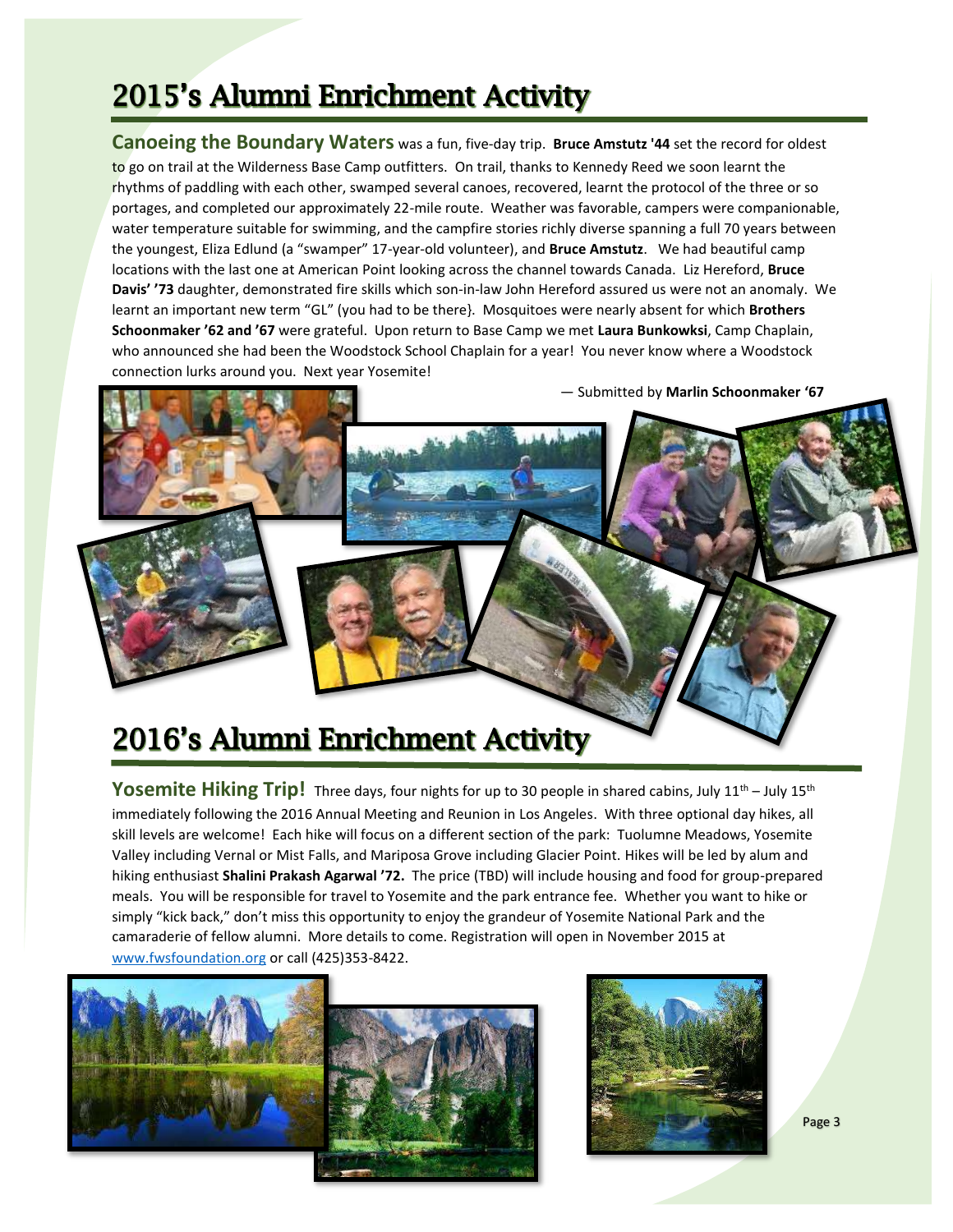# 2015's Alumni Enrichment Activity

**Canoeing the Boundary Waters** was a fun, five-day trip. **Bruce Amstutz '44** set the record for oldest to go on trail at the Wilderness Base Camp outfitters. On trail, thanks to Kennedy Reed we soon learnt the rhythms of paddling with each other, swamped several canoes, recovered, learnt the protocol of the three or so portages, and completed our approximately 22-mile route. Weather was favorable, campers were companionable, water temperature suitable for swimming, and the campfire stories richly diverse spanning a full 70 years between the youngest, Eliza Edlund (a "swamper" 17-year-old volunteer), and **Bruce Amstutz**. We had beautiful camp locations with the last one at American Point looking across the channel towards Canada. Liz Hereford, **Bruce Davis' '73** daughter, demonstrated fire skills which son-in-law John Hereford assured us were not an anomaly. We learnt an important new term "GL" (you had to be there}. Mosquitoes were nearly absent for which **Brothers Schoonmaker '62 and '67** were grateful. Upon return to Base Camp we met **Laura Bunkowksi**, Camp Chaplain, who announced she had been the Woodstock School Chaplain for a year! You never know where a Woodstock connection lurks around you. Next year Yosemite!

— Submitted by **Marlin Schoonmaker '67**

# 2016's Alumni Enrichment Activity

**Yosemite Hiking Trip!** Three days, four nights for up to 30 people in shared cabins, July 11th – July 15th immediately following the 2016 Annual Meeting and Reunion in Los Angeles. With three optional day hikes, all skill levels are welcome! Each hike will focus on a different section of the park: Tuolumne Meadows, Yosemite Valley including Vernal or Mist Falls, and Mariposa Grove including Glacier Point. Hikes will be led by alum and hiking enthusiast **Shalini Prakash Agarwal '72.** The price (TBD) will include housing and food for group-prepared meals. You will be responsible for travel to Yosemite and the park entrance fee. Whether you want to hike or simply "kick back," don't miss this opportunity to enjoy the grandeur of Yosemite National Park and the camaraderie of fellow alumni. More details to come. Registration will open in November 2015 at www.fwsfoundation.org or call (425)353-8422.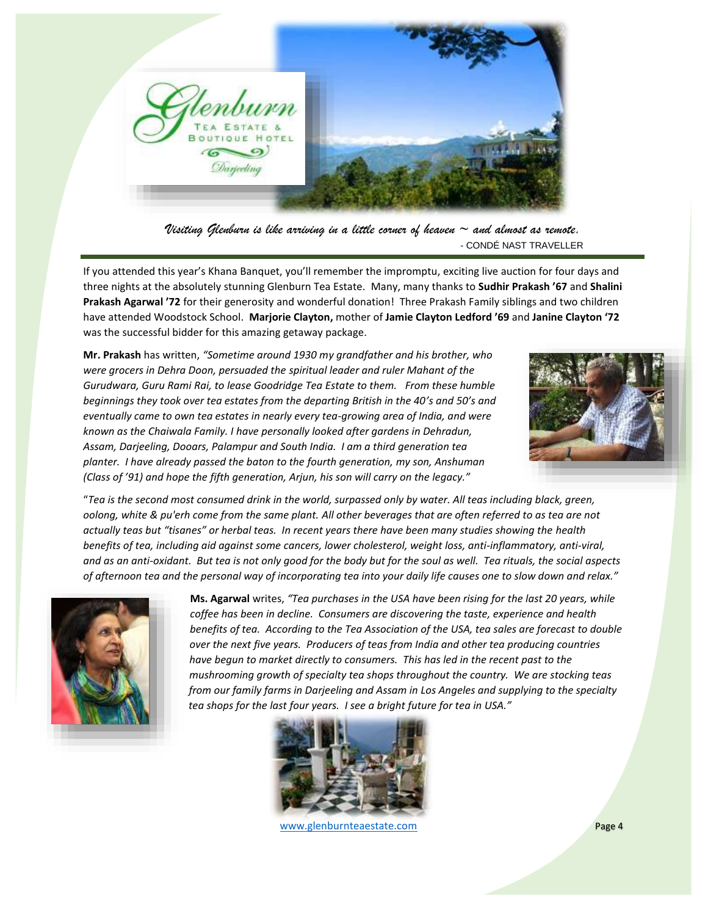*Visiting Glenburn is like arriving in a little corner of heaven ~ and almost as remote.*

\- CONDÉ NAST TRAVELLER

If you attended this year's Khana Banquet, you'll remember the impromptu, exciting live auction for four days and three nights at the absolutely stunning Glenburn Tea Estate. Many, many thanks to **Sudhir Prakash '67** and **Shalini Prakash Agarwal '72** for their generosity and wonderful donation! Three Prakash Family siblings and two children have attended Woodstock School. **Marjorie Clayton,** mother of **Jamie Clayton Ledford '69** and **Janine Clayton '72** was the successful bidder for this amazing getaway package.

**Mr. Prakash** has written, *"Sometime around 1930 my grandfather and his brother, who were grocers in Dehra Doon, persuaded the spiritual leader and ruler Mahant of the Gurudwara, Guru Rami Rai, to lease Goodridge Tea Estate to them. From these humble beginnings they took over tea estates from the departing British in the 40's and 50's and eventually came to own tea estates in nearly every tea-growing area of India, and were known as the Chaiwala Family. I have personally looked after gardens in Dehradun, Assam, Darjeeling, Dooars, Palampur and South India. I am a third generation tea planter. I have already passed the baton to the fourth generation, my son, Anshuman (Class of '91) and hope the fifth generation, Arjun, his son will carry on the legacy."*

"*Tea is the second most consumed drink in the world, surpassed only by water. All teas including black, green, oolong, white & pu'erh come from the same plant. All other beverages that are often referred to as tea are not actually teas but "tisanes" or herbal teas. In recent years there have been many studies showing the health benefits of tea, including aid against some cancers, lower cholesterol, weight loss, anti-inflammatory, anti-viral, and as an anti-oxidant. But tea is not only good for the body but for the soul as well. Tea rituals, the social aspects of afternoon tea and the personal way of incorporating tea into your daily life causes one to slow down and relax."*

**Ms. Agarwal** writes, *"Tea purchases in the USA have been rising for the last 20 years, while coffee has been in decline. Consumers are discovering the taste, experience and health benefits of tea. According to the Tea Association of the USA, tea sales are forecast to double over the next five years. Producers of teas from India and other tea producing countries have begun to market directly to consumers. This has led in the recent past to the mushrooming growth of specialty tea shops throughout the country. We are stocking teas from our family farms in Darjeeling and Assam in Los Angeles and supplying to the specialty tea shops for the last four years. I see a bright future for tea in USA."*

www.glenburnteaestate.com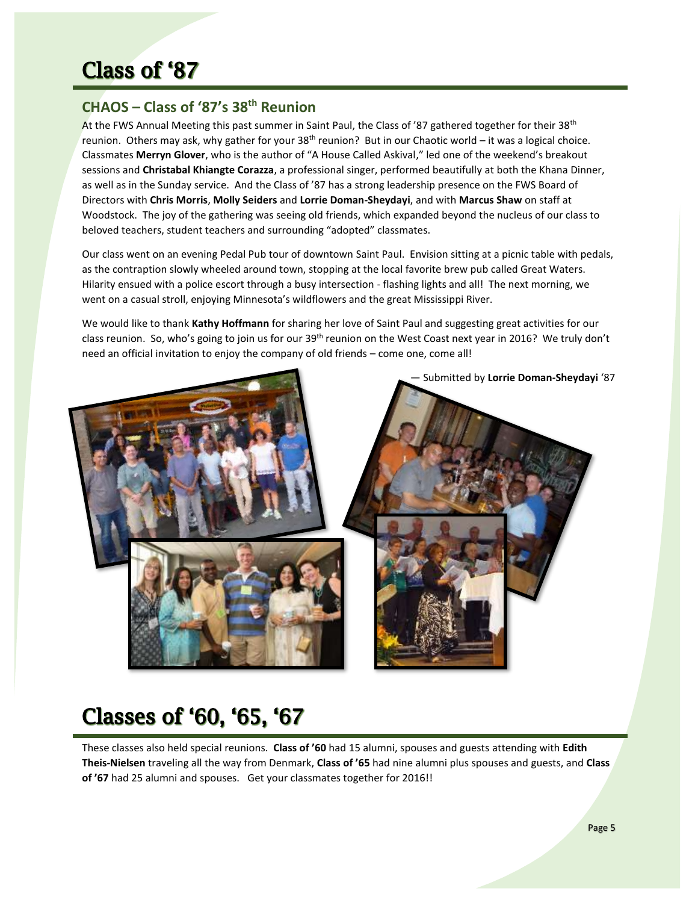# Class of '87

## CHAOS – Class of '87's 38th Reunion

At the FWS Annual Meeting this past summer in Saint Paul, the Class of '87 gathered together for their 38th reunion. Others may ask, why gather for your 38th reunion? But in our Chaotic world – it was a logical choice. Classmates **Merryn Glover**, who is the author of "A House Called Askival," led one of the weekend's breakout sessions and **Christabal Khiangte Corazza**, a professional singer, performed beautifully at both the Khana Dinner, as well as in the Sunday service. And the Class of '87 has a strong leadership presence on the FWS Board of Directors with **Chris Morris**, **Molly Seiders** and **Lorrie Doman-Sheydayi**, and with **Marcus Shaw** on staff at Woodstock. The joy of the gathering was seeing old friends, which expanded beyond the nucleus of our class to beloved teachers, student teachers and surrounding "adopted" classmates.

Our class went on an evening Pedal Pub tour of downtown Saint Paul. Envision sitting at a picnic table with pedals, as the contraption slowly wheeled around town, stopping at the local favorite brew pub called Great Waters. Hilarity ensued with a police escort through a busy intersection - flashing lights and all! The next morning, we went on a casual stroll, enjoying Minnesota's wildflowers and the great Mississippi River.

We would like to thank **Kathy Hoffmann** for sharing her love of Saint Paul and suggesting great activities for our class reunion. So, who's going to join us for our 39th reunion on the West Coast next year in 2016? We truly don't need an official invitation to enjoy the company of old friends – come one, come all!

— Submitted by **Lorrie Doman-Sheydayi** '87

# Classes of '60, '65, '67

These classes also held special reunions. **Class of '60** had 15 alumni, spouses and guests attending with **Edith Theis-Nielsen** traveling all the way from Denmark, **Class of '65** had nine alumni plus spouses and guests, and **Class of '67** had 25 alumni and spouses. Get your classmates together for 2016!!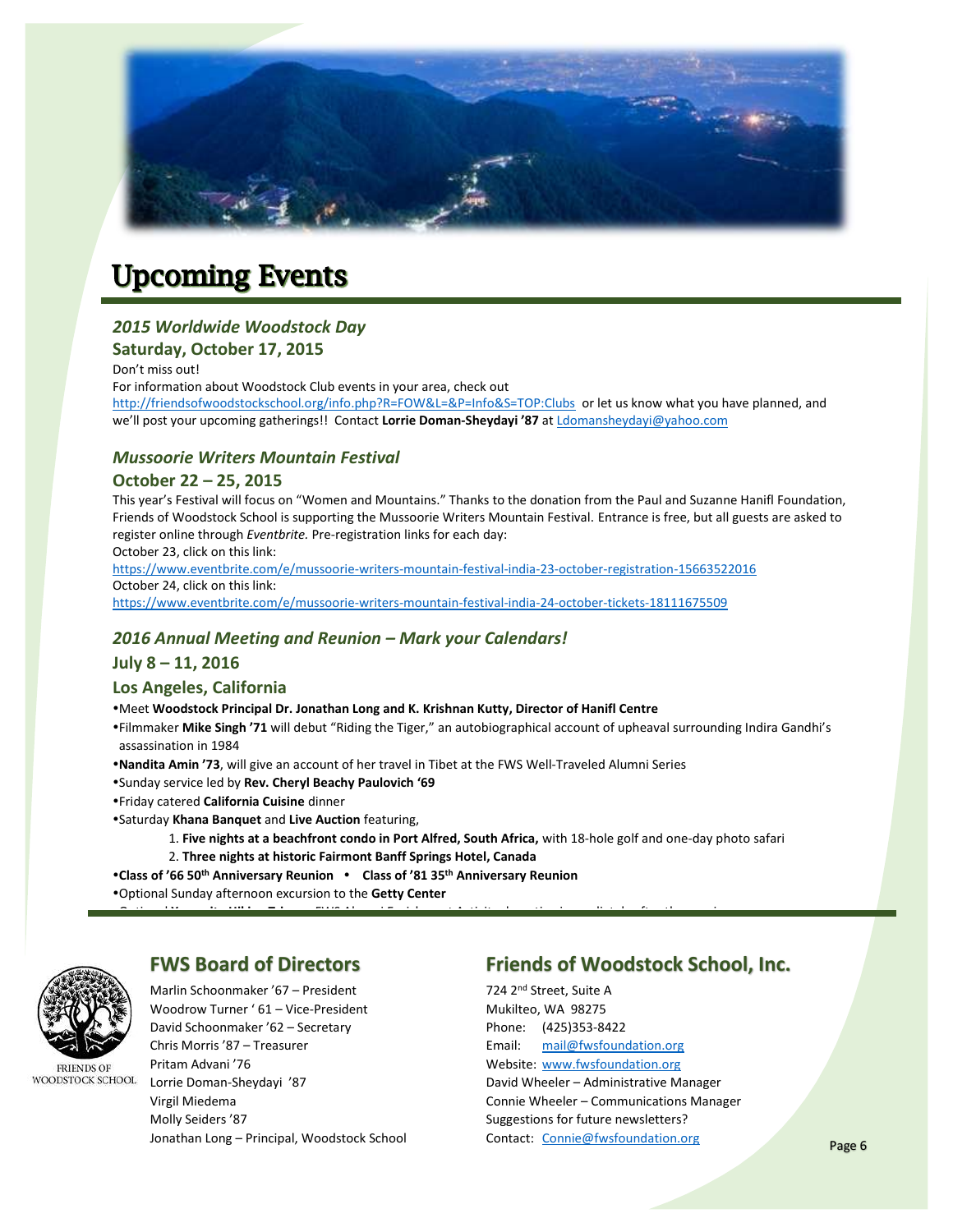# Upcoming Events

### *2015 Worldwide Woodstock Day*

### Saturday, October 17, 2015

Don't miss out!

For information about Woodstock Club events in your area, check out http://friendsofwoodstockschool.org/info.php?R=FOW&L=&P=Info&S=TOP:Clubs or let us know what you have planned, and we'll post your upcoming gatherings!! Contact **Lorrie Doman-Sheydayi '87** at Ldomansheydayi@yahoo.com

### *Mussoorie Writers Mountain Festival*

### October 22 – 25, 2015

This year's Festival will focus on "Women and Mountains." Thanks to the donation from the Paul and Suzanne Hanifl Foundation, Friends of Woodstock School is supporting the Mussoorie Writers Mountain Festival. Entrance is free, but all guests are asked to register online through *Eventbrite.* Pre-registration links for each day:

October 23, click on this link:
https://www.eventbrite.com/e/mussoorie-writers-mountain-festival-india-23-october-registration-15663522016

October 24, click on this link:
https://www.eventbrite.com/e/mussoorie-writers-mountain-festival-india-24-october-tickets-18111675509

### *2016 Annual Meeting and Reunion – Mark your Calendars!*

### July 8 – 11, 2016

### Los Angeles, California

- Meet **Woodstock Principal Dr. Jonathan Long and K. Krishnan Kutty, Director of Hanifl Centre**
- Filmmaker **Mike Singh '71** will debut "Riding the Tiger," an autobiographical account of upheaval surrounding Indira Gandhi's assassination in 1984
- **Nandita Amin '73**, will give an account of her travel in Tibet at the FWS Well-Traveled Alumni Series
- Sunday service led by **Rev. Cheryl Beachy Paulovich '69**
- Friday catered **California Cuisine** dinner
- Saturday **Khana Banquet** and **Live Auction** featuring,
    1. **Five nights at a beachfront condo in Port Alfred, South Africa,** with 18-hole golf and one-day photo safari
    2. **Three nights at historic Fairmont Banff Springs Hotel, Canada**
- **Class of '66 50th Anniversary Reunion** • **Class of '81 35th Anniversary Reunion**
- Optional Sunday afternoon excursion to the **Getty Center**

## FWS Board of Directors

FRIENDS OF WOODSTOCK SCHOOL

Marlin Schoonmaker '67 – President
Woodrow Turner ' 61 – Vice-President
David Schoonmaker '62 – Secretary
Chris Morris '87 – Treasurer
Pritam Advani '76
Lorrie Doman-Sheydayi '87
Virgil Miedema
Molly Seiders '87
Jonathan Long – Principal, Woodstock School

## Friends of Woodstock School, Inc.

724 2nd Street, Suite A
Mukilteo, WA 98275
Phone: (425)353-8422
Email: mail@fwsfoundation.org
Website: www.fwsfoundation.org
David Wheeler – Administrative Manager
Connie Wheeler – Communications Manager
Suggestions for future newsletters?
Contact: Connie@fwsfoundation.org